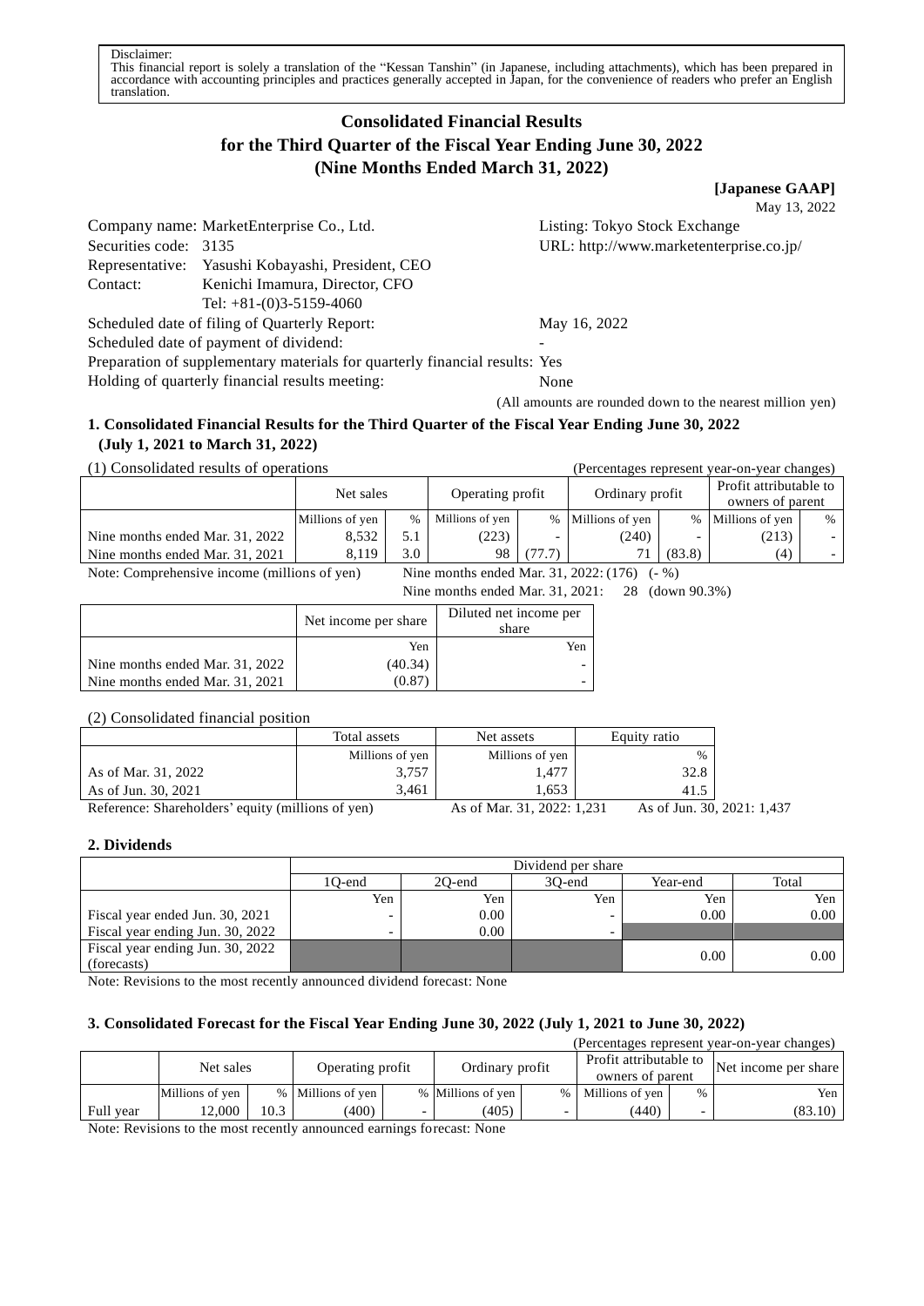Disclaimer:
This financial report is solely a translation of the "Kessan Tanshin" (in Japanese, including attachments), which has been prepared in accordance with accounting principles and practices generally accepted in Japan, for the convenience of readers who prefer an English translation.

# Consolidated Financial Results for the Third Quarter of the Fiscal Year Ending June 30, 2022 (Nine Months Ended March 31, 2022)

**[Japanese GAAP]**

May 13, 2022

Company name: MarketEnterprise Co., Ltd. Listing: Tokyo Stock Exchange
Securities code: 3135 URL: http://www.marketenterprise.co.jp/
Representative: Yasushi Kobayashi, President, CEO
Contact: Kenichi Imamura, Director, CFO
Tel: +81-(0)3-5159-4060
Scheduled date of filing of Quarterly Report: May 16, 2022
Scheduled date of payment of dividend: -
Preparation of supplementary materials for quarterly financial results: Yes
Holding of quarterly financial results meeting: None

(All amounts are rounded down to the nearest million yen)

## 1. Consolidated Financial Results for the Third Quarter of the Fiscal Year Ending June 30, 2022 (July 1, 2021 to March 31, 2022)

(1) Consolidated results of operations (Percentages represent year-on-year changes)

| | Net sales | | Operating profit | | Ordinary profit | | Profit attributable to owners of parent | |
|---|---|---|---|---|---|---|---|---|
| | Millions of yen | % | Millions of yen | % | Millions of yen | % | Millions of yen | % |
| Nine months ended Mar. 31, 2022 | 8,532 | 5.1 | (223) | - | (240) | - | (213) | - |
| Nine months ended Mar. 31, 2021 | 8,119 | 3.0 | 98 | (77.7) | 71 | (83.8) | (4) | - |

Note: Comprehensive income (millions of yen) Nine months ended Mar. 31, 2022: (176) (- %)
Nine months ended Mar. 31, 2021: 28 (down 90.3%)

| | Net income per share | Diluted net income per share |
|---|---|---|
| | Yen | Yen |
| Nine months ended Mar. 31, 2022 | (40.34) | - |
| Nine months ended Mar. 31, 2021 | (0.87) | - |

(2) Consolidated financial position

| | Total assets | Net assets | Equity ratio |
|---|---|---|---|
| | Millions of yen | Millions of yen | % |
| As of Mar. 31, 2022 | 3,757 | 1,477 | 32.8 |
| As of Jun. 30, 2021 | 3,461 | 1,653 | 41.5 |

Reference: Shareholders' equity (millions of yen) As of Mar. 31, 2022: 1,231 As of Jun. 30, 2021: 1,437

## 2. Dividends

| | Dividend per share | | | | |
|---|---|---|---|---|---|
| | 1Q-end | 2Q-end | 3Q-end | Year-end | Total |
| | Yen | Yen | Yen | Yen | Yen |
| Fiscal year ended Jun. 30, 2021 | - | 0.00 | - | 0.00 | 0.00 |
| Fiscal year ending Jun. 30, 2022 | - | 0.00 | - | | |
| Fiscal year ending Jun. 30, 2022 (forecasts) | | | | 0.00 | 0.00 |

Note: Revisions to the most recently announced dividend forecast: None

## 3. Consolidated Forecast for the Fiscal Year Ending June 30, 2022 (July 1, 2021 to June 30, 2022)

(Percentages represent year-on-year changes)

| | Net sales | | Operating profit | | Ordinary profit | | Profit attributable to owners of parent | | Net income per share |
|---|---|---|---|---|---|---|---|---|---|
| | Millions of yen | % | Millions of yen | % | Millions of yen | % | Millions of yen | % | Yen |
| Full year | 12,000 | 10.3 | (400) | - | (405) | - | (440) | - | (83.10) |

Note: Revisions to the most recently announced earnings forecast: None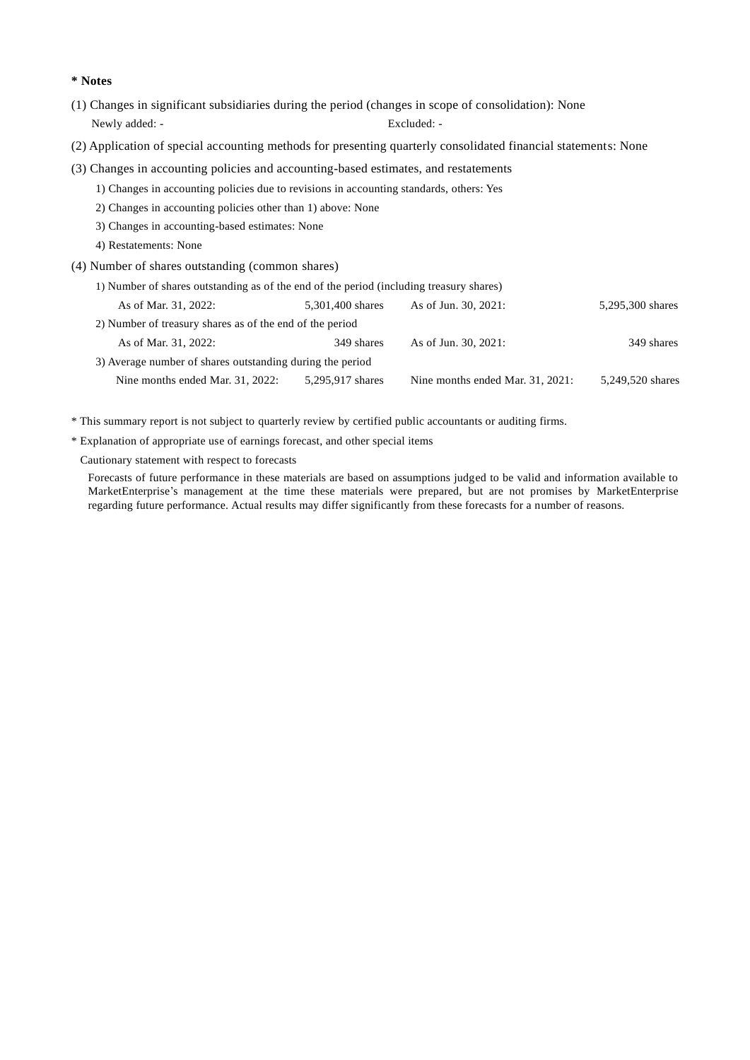**\* Notes**

(1) Changes in significant subsidiaries during the period (changes in scope of consolidation): None

Newly added: - Excluded: -

(2) Application of special accounting methods for presenting quarterly consolidated financial statements: None

(3) Changes in accounting policies and accounting-based estimates, and restatements

1) Changes in accounting policies due to revisions in accounting standards, others: Yes

2) Changes in accounting policies other than 1) above: None

3) Changes in accounting-based estimates: None

4) Restatements: None

(4) Number of shares outstanding (common shares)

1) Number of shares outstanding as of the end of the period (including treasury shares)

| | | | |
|---|---|---|---|
| As of Mar. 31, 2022: | 5,301,400 shares | As of Jun. 30, 2021: | 5,295,300 shares |

2) Number of treasury shares as of the end of the period

| | | | |
|---|---|---|---|
| As of Mar. 31, 2022: | 349 shares | As of Jun. 30, 2021: | 349 shares |

3) Average number of shares outstanding during the period

| | | | |
|---|---|---|---|
| Nine months ended Mar. 31, 2022: | 5,295,917 shares | Nine months ended Mar. 31, 2021: | 5,249,520 shares |

\* This summary report is not subject to quarterly review by certified public accountants or auditing firms.

\* Explanation of appropriate use of earnings forecast, and other special items

Cautionary statement with respect to forecasts

Forecasts of future performance in these materials are based on assumptions judged to be valid and information available to MarketEnterprise's management at the time these materials were prepared, but are not promises by MarketEnterprise regarding future performance. Actual results may differ significantly from these forecasts for a number of reasons.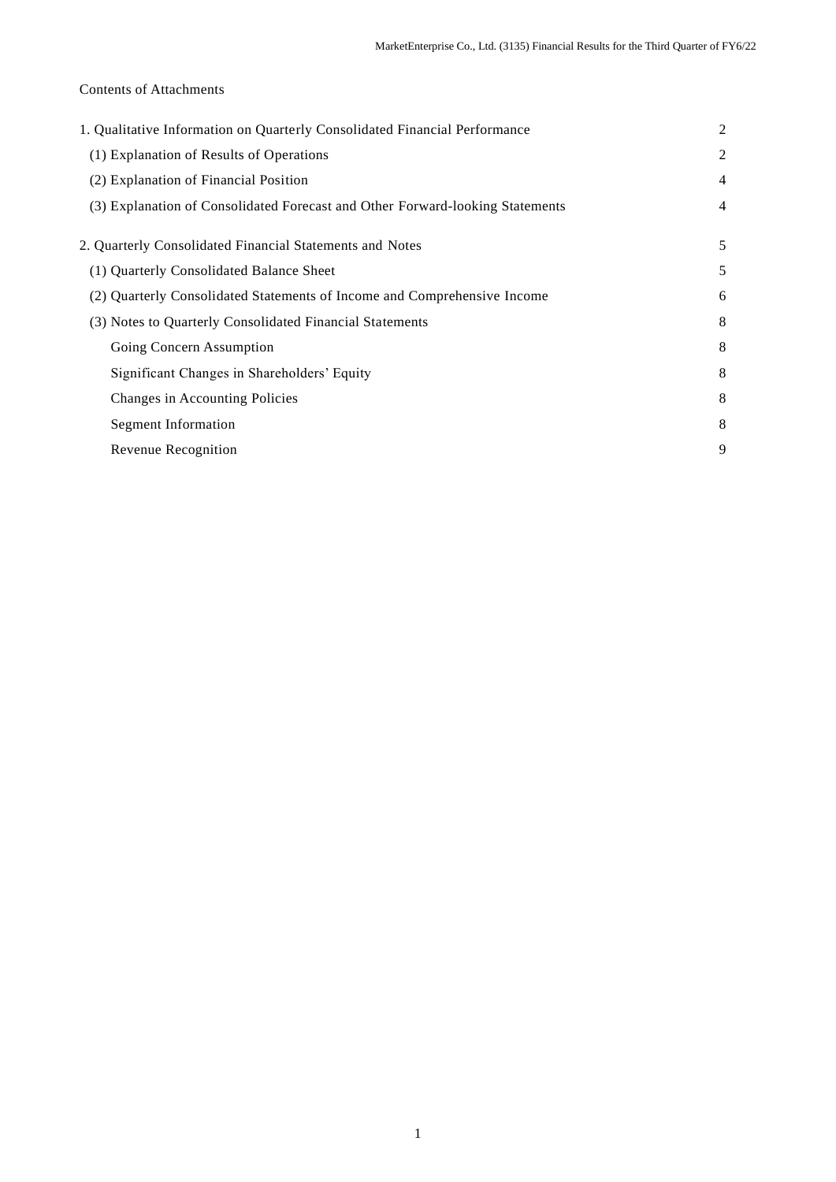Contents of Attachments

| | |
|---|---|
| 1. Qualitative Information on Quarterly Consolidated Financial Performance | 2 |
| (1) Explanation of Results of Operations | 2 |
| (2) Explanation of Financial Position | 4 |
| (3) Explanation of Consolidated Forecast and Other Forward-looking Statements | 4 |
| 2. Quarterly Consolidated Financial Statements and Notes | 5 |
| (1) Quarterly Consolidated Balance Sheet | 5 |
| (2) Quarterly Consolidated Statements of Income and Comprehensive Income | 6 |
| (3) Notes to Quarterly Consolidated Financial Statements | 8 |
| Going Concern Assumption | 8 |
| Significant Changes in Shareholders' Equity | 8 |
| Changes in Accounting Policies | 8 |
| Segment Information | 8 |
| Revenue Recognition | 9 |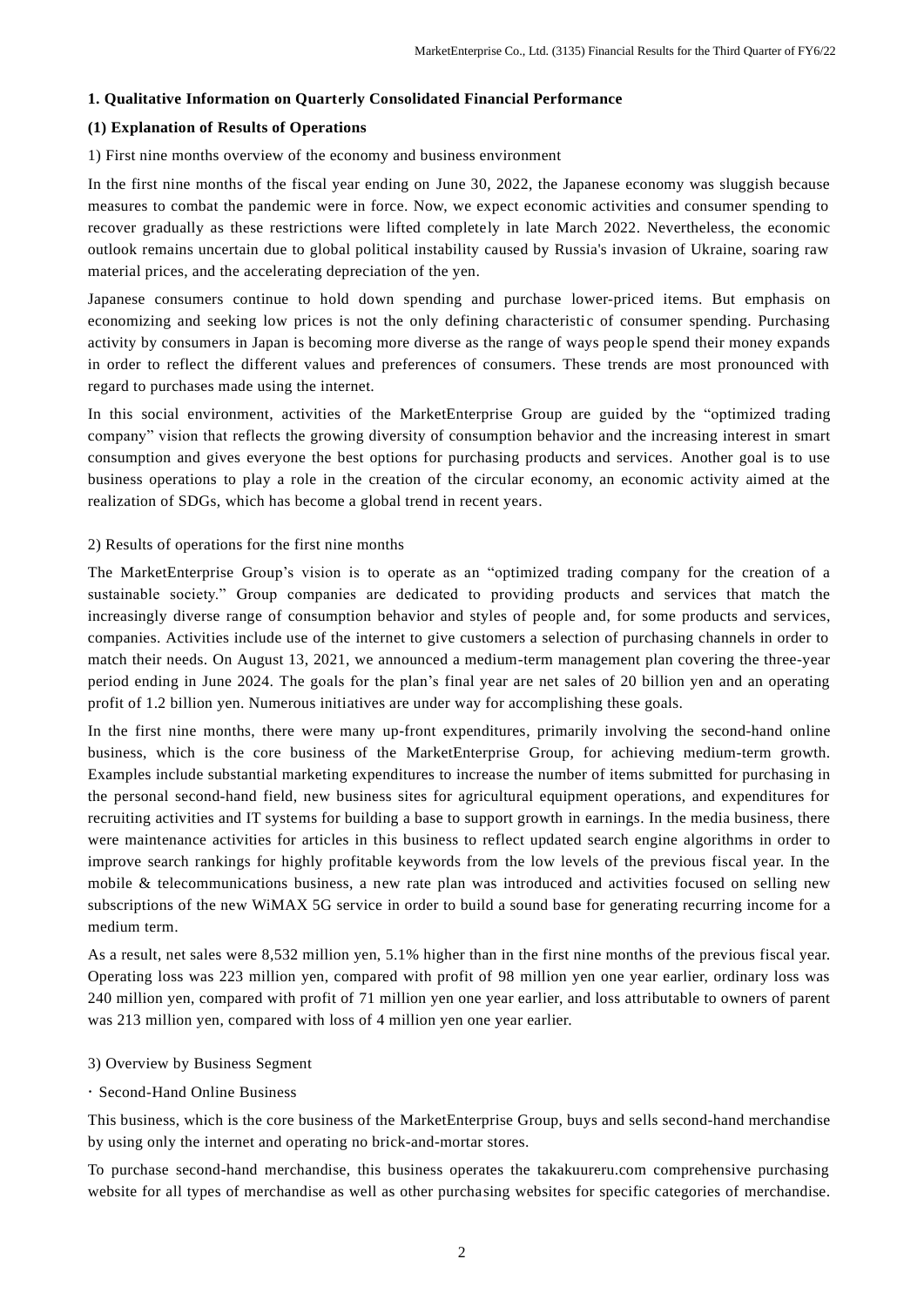## 1. Qualitative Information on Quarterly Consolidated Financial Performance

### (1) Explanation of Results of Operations

1) First nine months overview of the economy and business environment

In the first nine months of the fiscal year ending on June 30, 2022, the Japanese economy was sluggish because measures to combat the pandemic were in force. Now, we expect economic activities and consumer spending to recover gradually as these restrictions were lifted completely in late March 2022. Nevertheless, the economic outlook remains uncertain due to global political instability caused by Russia's invasion of Ukraine, soaring raw material prices, and the accelerating depreciation of the yen.

Japanese consumers continue to hold down spending and purchase lower-priced items. But emphasis on economizing and seeking low prices is not the only defining characteristic of consumer spending. Purchasing activity by consumers in Japan is becoming more diverse as the range of ways people spend their money expands in order to reflect the different values and preferences of consumers. These trends are most pronounced with regard to purchases made using the internet.

In this social environment, activities of the MarketEnterprise Group are guided by the "optimized trading company" vision that reflects the growing diversity of consumption behavior and the increasing interest in smart consumption and gives everyone the best options for purchasing products and services. Another goal is to use business operations to play a role in the creation of the circular economy, an economic activity aimed at the realization of SDGs, which has become a global trend in recent years.

2) Results of operations for the first nine months

The MarketEnterprise Group's vision is to operate as an "optimized trading company for the creation of a sustainable society." Group companies are dedicated to providing products and services that match the increasingly diverse range of consumption behavior and styles of people and, for some products and services, companies. Activities include use of the internet to give customers a selection of purchasing channels in order to match their needs. On August 13, 2021, we announced a medium-term management plan covering the three-year period ending in June 2024. The goals for the plan's final year are net sales of 20 billion yen and an operating profit of 1.2 billion yen. Numerous initiatives are under way for accomplishing these goals.

In the first nine months, there were many up-front expenditures, primarily involving the second-hand online business, which is the core business of the MarketEnterprise Group, for achieving medium-term growth. Examples include substantial marketing expenditures to increase the number of items submitted for purchasing in the personal second-hand field, new business sites for agricultural equipment operations, and expenditures for recruiting activities and IT systems for building a base to support growth in earnings. In the media business, there were maintenance activities for articles in this business to reflect updated search engine algorithms in order to improve search rankings for highly profitable keywords from the low levels of the previous fiscal year. In the mobile & telecommunications business, a new rate plan was introduced and activities focused on selling new subscriptions of the new WiMAX 5G service in order to build a sound base for generating recurring income for a medium term.

As a result, net sales were 8,532 million yen, 5.1% higher than in the first nine months of the previous fiscal year. Operating loss was 223 million yen, compared with profit of 98 million yen one year earlier, ordinary loss was 240 million yen, compared with profit of 71 million yen one year earlier, and loss attributable to owners of parent was 213 million yen, compared with loss of 4 million yen one year earlier.

3) Overview by Business Segment

・ Second-Hand Online Business

This business, which is the core business of the MarketEnterprise Group, buys and sells second-hand merchandise by using only the internet and operating no brick-and-mortar stores.

To purchase second-hand merchandise, this business operates the takakuureru.com comprehensive purchasing website for all types of merchandise as well as other purchasing websites for specific categories of merchandise.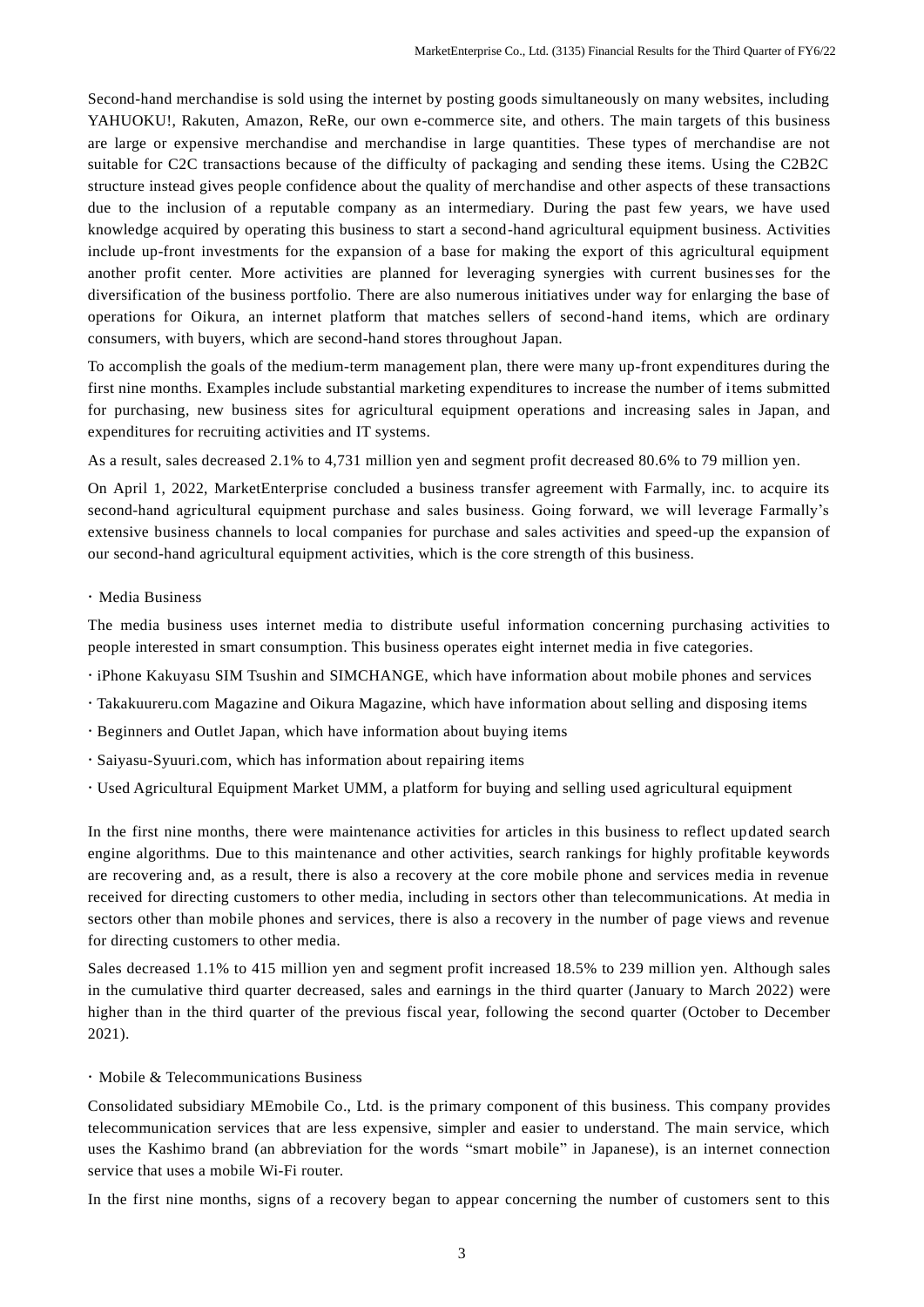Second-hand merchandise is sold using the internet by posting goods simultaneously on many websites, including YAHUOKU!, Rakuten, Amazon, ReRe, our own e-commerce site, and others. The main targets of this business are large or expensive merchandise and merchandise in large quantities. These types of merchandise are not suitable for C2C transactions because of the difficulty of packaging and sending these items. Using the C2B2C structure instead gives people confidence about the quality of merchandise and other aspects of these transactions due to the inclusion of a reputable company as an intermediary. During the past few years, we have used knowledge acquired by operating this business to start a second-hand agricultural equipment business. Activities include up-front investments for the expansion of a base for making the export of this agricultural equipment another profit center. More activities are planned for leveraging synergies with current businesses for the diversification of the business portfolio. There are also numerous initiatives under way for enlarging the base of operations for Oikura, an internet platform that matches sellers of second-hand items, which are ordinary consumers, with buyers, which are second-hand stores throughout Japan.

To accomplish the goals of the medium-term management plan, there were many up-front expenditures during the first nine months. Examples include substantial marketing expenditures to increase the number of items submitted for purchasing, new business sites for agricultural equipment operations and increasing sales in Japan, and expenditures for recruiting activities and IT systems.

As a result, sales decreased 2.1% to 4,731 million yen and segment profit decreased 80.6% to 79 million yen.

On April 1, 2022, MarketEnterprise concluded a business transfer agreement with Farmally, inc. to acquire its second-hand agricultural equipment purchase and sales business. Going forward, we will leverage Farmally's extensive business channels to local companies for purchase and sales activities and speed-up the expansion of our second-hand agricultural equipment activities, which is the core strength of this business.

・Media Business

The media business uses internet media to distribute useful information concerning purchasing activities to people interested in smart consumption. This business operates eight internet media in five categories.

- iPhone Kakuyasu SIM Tsushin and SIMCHANGE, which have information about mobile phones and services
- Takakuureru.com Magazine and Oikura Magazine, which have information about selling and disposing items
- Beginners and Outlet Japan, which have information about buying items
- Saiyasu-Syuuri.com, which has information about repairing items
- Used Agricultural Equipment Market UMM, a platform for buying and selling used agricultural equipment

In the first nine months, there were maintenance activities for articles in this business to reflect updated search engine algorithms. Due to this maintenance and other activities, search rankings for highly profitable keywords are recovering and, as a result, there is also a recovery at the core mobile phone and services media in revenue received for directing customers to other media, including in sectors other than telecommunications. At media in sectors other than mobile phones and services, there is also a recovery in the number of page views and revenue for directing customers to other media.

Sales decreased 1.1% to 415 million yen and segment profit increased 18.5% to 239 million yen. Although sales in the cumulative third quarter decreased, sales and earnings in the third quarter (January to March 2022) were higher than in the third quarter of the previous fiscal year, following the second quarter (October to December 2021).

・Mobile & Telecommunications Business

Consolidated subsidiary MEmobile Co., Ltd. is the primary component of this business. This company provides telecommunication services that are less expensive, simpler and easier to understand. The main service, which uses the Kashimo brand (an abbreviation for the words "smart mobile" in Japanese), is an internet connection service that uses a mobile Wi-Fi router.

In the first nine months, signs of a recovery began to appear concerning the number of customers sent to this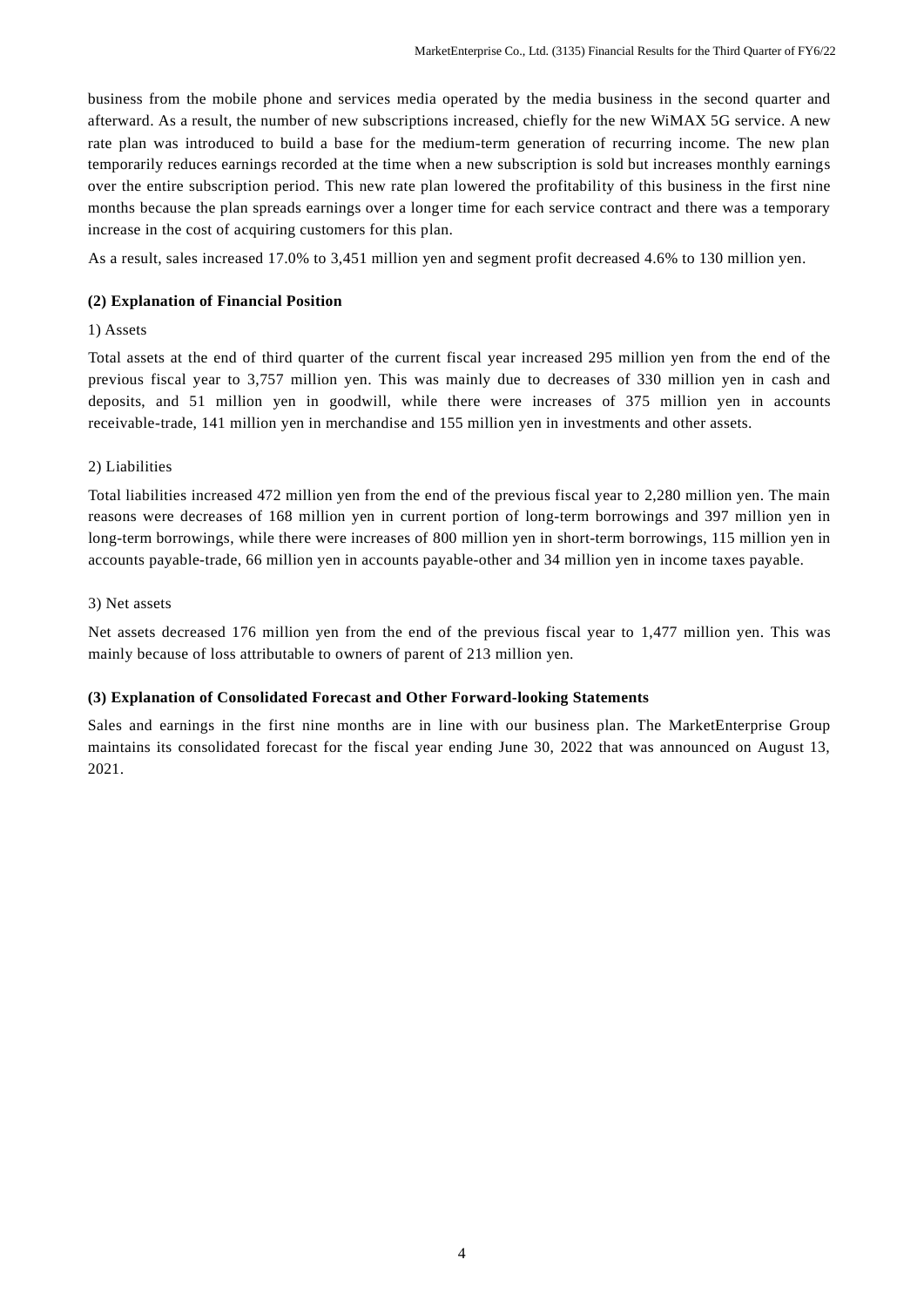business from the mobile phone and services media operated by the media business in the second quarter and afterward. As a result, the number of new subscriptions increased, chiefly for the new WiMAX 5G service. A new rate plan was introduced to build a base for the medium-term generation of recurring income. The new plan temporarily reduces earnings recorded at the time when a new subscription is sold but increases monthly earnings over the entire subscription period. This new rate plan lowered the profitability of this business in the first nine months because the plan spreads earnings over a longer time for each service contract and there was a temporary increase in the cost of acquiring customers for this plan.

As a result, sales increased 17.0% to 3,451 million yen and segment profit decreased 4.6% to 130 million yen.

**(2) Explanation of Financial Position**

1) Assets

Total assets at the end of third quarter of the current fiscal year increased 295 million yen from the end of the previous fiscal year to 3,757 million yen. This was mainly due to decreases of 330 million yen in cash and deposits, and 51 million yen in goodwill, while there were increases of 375 million yen in accounts receivable-trade, 141 million yen in merchandise and 155 million yen in investments and other assets.

2) Liabilities

Total liabilities increased 472 million yen from the end of the previous fiscal year to 2,280 million yen. The main reasons were decreases of 168 million yen in current portion of long-term borrowings and 397 million yen in long-term borrowings, while there were increases of 800 million yen in short-term borrowings, 115 million yen in accounts payable-trade, 66 million yen in accounts payable-other and 34 million yen in income taxes payable.

3) Net assets

Net assets decreased 176 million yen from the end of the previous fiscal year to 1,477 million yen. This was mainly because of loss attributable to owners of parent of 213 million yen.

**(3) Explanation of Consolidated Forecast and Other Forward-looking Statements**

Sales and earnings in the first nine months are in line with our business plan. The MarketEnterprise Group maintains its consolidated forecast for the fiscal year ending June 30, 2022 that was announced on August 13, 2021.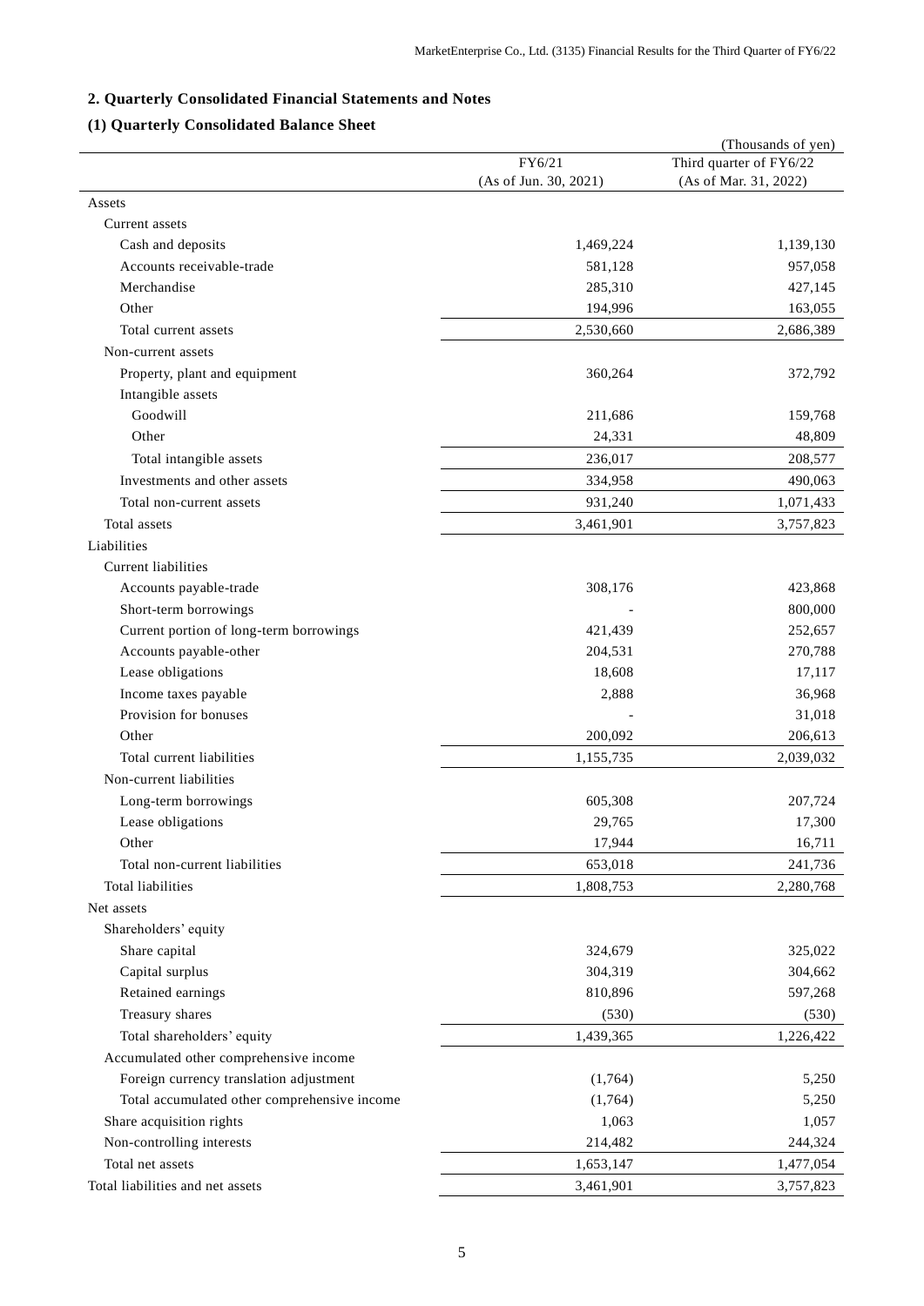## 2. Quarterly Consolidated Financial Statements and Notes

### (1) Quarterly Consolidated Balance Sheet

(Thousands of yen)

| | FY6/21 (As of Jun. 30, 2021) | Third quarter of FY6/22 (As of Mar. 31, 2022) |
|---|---|---|
| Assets | | |
| Current assets | | |
| Cash and deposits | 1,469,224 | 1,139,130 |
| Accounts receivable-trade | 581,128 | 957,058 |
| Merchandise | 285,310 | 427,145 |
| Other | 194,996 | 163,055 |
| Total current assets | 2,530,660 | 2,686,389 |
| Non-current assets | | |
| Property, plant and equipment | 360,264 | 372,792 |
| Intangible assets | | |
| Goodwill | 211,686 | 159,768 |
| Other | 24,331 | 48,809 |
| Total intangible assets | 236,017 | 208,577 |
| Investments and other assets | 334,958 | 490,063 |
| Total non-current assets | 931,240 | 1,071,433 |
| Total assets | 3,461,901 | 3,757,823 |
| Liabilities | | |
| Current liabilities | | |
| Accounts payable-trade | 308,176 | 423,868 |
| Short-term borrowings | - | 800,000 |
| Current portion of long-term borrowings | 421,439 | 252,657 |
| Accounts payable-other | 204,531 | 270,788 |
| Lease obligations | 18,608 | 17,117 |
| Income taxes payable | 2,888 | 36,968 |
| Provision for bonuses | - | 31,018 |
| Other | 200,092 | 206,613 |
| Total current liabilities | 1,155,735 | 2,039,032 |
| Non-current liabilities | | |
| Long-term borrowings | 605,308 | 207,724 |
| Lease obligations | 29,765 | 17,300 |
| Other | 17,944 | 16,711 |
| Total non-current liabilities | 653,018 | 241,736 |
| Total liabilities | 1,808,753 | 2,280,768 |
| Net assets | | |
| Shareholders' equity | | |
| Share capital | 324,679 | 325,022 |
| Capital surplus | 304,319 | 304,662 |
| Retained earnings | 810,896 | 597,268 |
| Treasury shares | (530) | (530) |
| Total shareholders' equity | 1,439,365 | 1,226,422 |
| Accumulated other comprehensive income | | |
| Foreign currency translation adjustment | (1,764) | 5,250 |
| Total accumulated other comprehensive income | (1,764) | 5,250 |
| Share acquisition rights | 1,063 | 1,057 |
| Non-controlling interests | 214,482 | 244,324 |
| Total net assets | 1,653,147 | 1,477,054 |
| Total liabilities and net assets | 3,461,901 | 3,757,823 |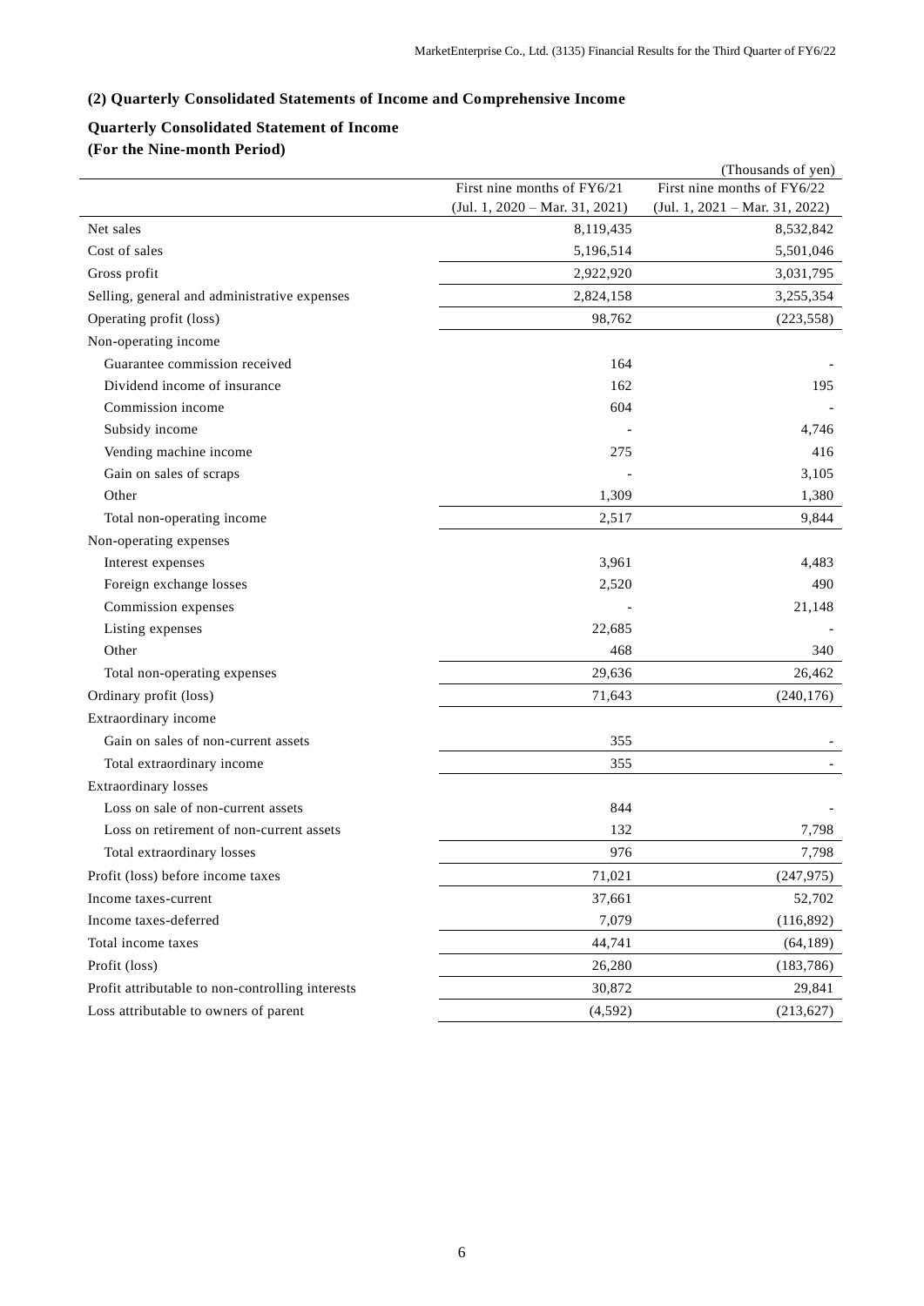### (2) Quarterly Consolidated Statements of Income and Comprehensive Income

**Quarterly Consolidated Statement of Income**
**(For the Nine-month Period)**

(Thousands of yen)

| | First nine months of FY6/21 (Jul. 1, 2020 – Mar. 31, 2021) | First nine months of FY6/22 (Jul. 1, 2021 – Mar. 31, 2022) |
|---|---|---|
| Net sales | 8,119,435 | 8,532,842 |
| Cost of sales | 5,196,514 | 5,501,046 |
| Gross profit | 2,922,920 | 3,031,795 |
| Selling, general and administrative expenses | 2,824,158 | 3,255,354 |
| Operating profit (loss) | 98,762 | (223,558) |
| Non-operating income | | |
| Guarantee commission received | 164 | - |
| Dividend income of insurance | 162 | 195 |
| Commission income | 604 | - |
| Subsidy income | - | 4,746 |
| Vending machine income | 275 | 416 |
| Gain on sales of scraps | - | 3,105 |
| Other | 1,309 | 1,380 |
| Total non-operating income | 2,517 | 9,844 |
| Non-operating expenses | | |
| Interest expenses | 3,961 | 4,483 |
| Foreign exchange losses | 2,520 | 490 |
| Commission expenses | - | 21,148 |
| Listing expenses | 22,685 | - |
| Other | 468 | 340 |
| Total non-operating expenses | 29,636 | 26,462 |
| Ordinary profit (loss) | 71,643 | (240,176) |
| Extraordinary income | | |
| Gain on sales of non-current assets | 355 | - |
| Total extraordinary income | 355 | - |
| Extraordinary losses | | |
| Loss on sale of non-current assets | 844 | - |
| Loss on retirement of non-current assets | 132 | 7,798 |
| Total extraordinary losses | 976 | 7,798 |
| Profit (loss) before income taxes | 71,021 | (247,975) |
| Income taxes-current | 37,661 | 52,702 |
| Income taxes-deferred | 7,079 | (116,892) |
| Total income taxes | 44,741 | (64,189) |
| Profit (loss) | 26,280 | (183,786) |
| Profit attributable to non-controlling interests | 30,872 | 29,841 |
| Loss attributable to owners of parent | (4,592) | (213,627) |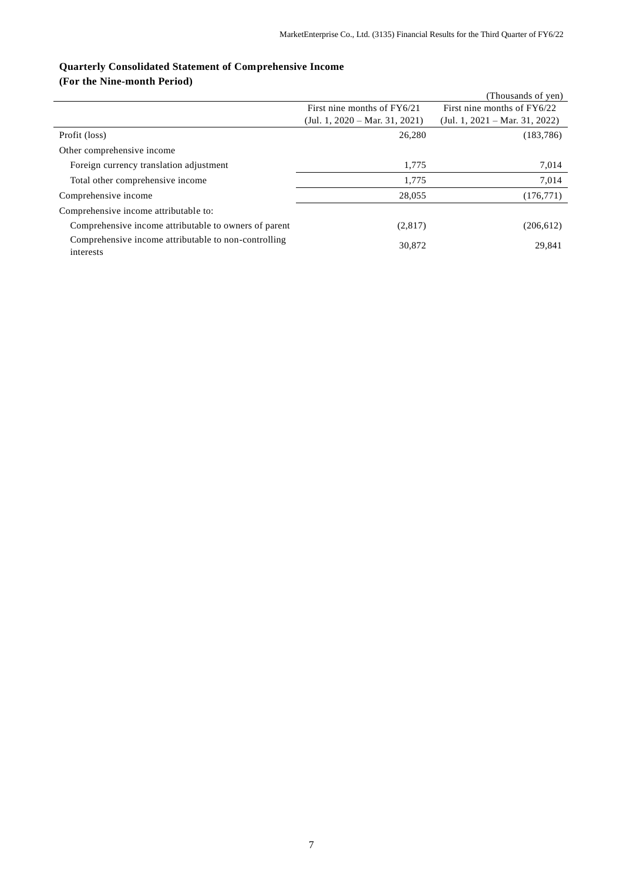**Quarterly Consolidated Statement of Comprehensive Income**
**(For the Nine-month Period)**

(Thousands of yen)

| | First nine months of FY6/21 (Jul. 1, 2020 – Mar. 31, 2021) | First nine months of FY6/22 (Jul. 1, 2021 – Mar. 31, 2022) |
|---|---|---|
| Profit (loss) | 26,280 | (183,786) |
| Other comprehensive income | | |
| Foreign currency translation adjustment | 1,775 | 7,014 |
| Total other comprehensive income | 1,775 | 7,014 |
| Comprehensive income | 28,055 | (176,771) |
| Comprehensive income attributable to: | | |
| Comprehensive income attributable to owners of parent | (2,817) | (206,612) |
| Comprehensive income attributable to non-controlling interests | 30,872 | 29,841 |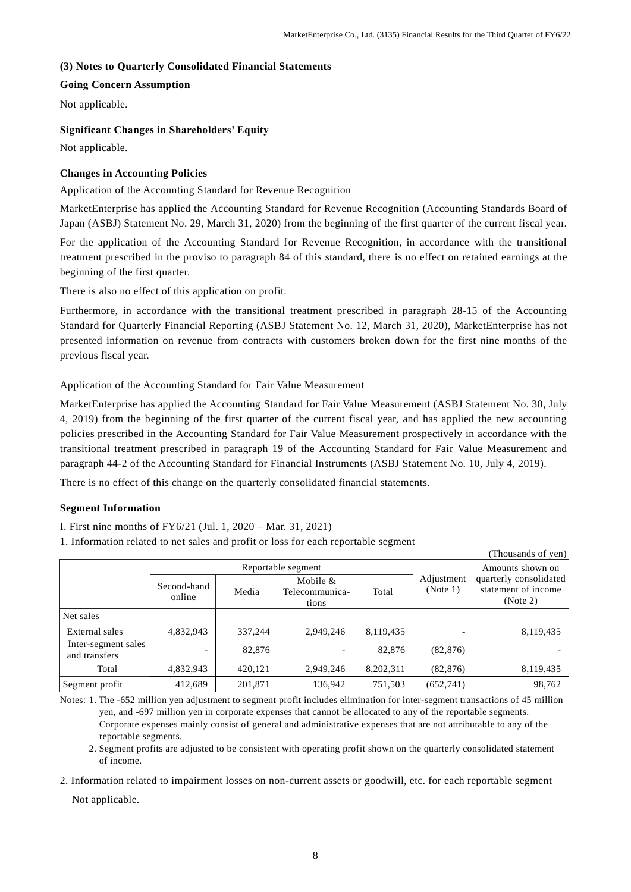### (3) Notes to Quarterly Consolidated Financial Statements

**Going Concern Assumption**

Not applicable.

**Significant Changes in Shareholders' Equity**

Not applicable.

**Changes in Accounting Policies**

Application of the Accounting Standard for Revenue Recognition

MarketEnterprise has applied the Accounting Standard for Revenue Recognition (Accounting Standards Board of Japan (ASBJ) Statement No. 29, March 31, 2020) from the beginning of the first quarter of the current fiscal year.

For the application of the Accounting Standard for Revenue Recognition, in accordance with the transitional treatment prescribed in the proviso to paragraph 84 of this standard, there is no effect on retained earnings at the beginning of the first quarter.

There is also no effect of this application on profit.

Furthermore, in accordance with the transitional treatment prescribed in paragraph 28-15 of the Accounting Standard for Quarterly Financial Reporting (ASBJ Statement No. 12, March 31, 2020), MarketEnterprise has not presented information on revenue from contracts with customers broken down for the first nine months of the previous fiscal year.

Application of the Accounting Standard for Fair Value Measurement

MarketEnterprise has applied the Accounting Standard for Fair Value Measurement (ASBJ Statement No. 30, July 4, 2019) from the beginning of the first quarter of the current fiscal year, and has applied the new accounting policies prescribed in the Accounting Standard for Fair Value Measurement prospectively in accordance with the transitional treatment prescribed in paragraph 19 of the Accounting Standard for Fair Value Measurement and paragraph 44-2 of the Accounting Standard for Financial Instruments (ASBJ Statement No. 10, July 4, 2019).

There is no effect of this change on the quarterly consolidated financial statements.

**Segment Information**

I. First nine months of FY6/21 (Jul. 1, 2020 – Mar. 31, 2021)

1. Information related to net sales and profit or loss for each reportable segment

(Thousands of yen)

| | Reportable segment | | | | Adjustment (Note 1) | Amounts shown on quarterly consolidated statement of income (Note 2) |
|---|---|---|---|---|---|---|
| | Second-hand online | Media | Mobile & Telecommunications | Total | | |
| Net sales | | | | | | |
| External sales | 4,832,943 | 337,244 | 2,949,246 | 8,119,435 | - | 8,119,435 |
| Inter-segment sales and transfers | - | 82,876 | - | 82,876 | (82,876) | - |
| Total | 4,832,943 | 420,121 | 2,949,246 | 8,202,311 | (82,876) | 8,119,435 |
| Segment profit | 412,689 | 201,871 | 136,942 | 751,503 | (652,741) | 98,762 |

Notes: 1. The -652 million yen adjustment to segment profit includes elimination for inter-segment transactions of 45 million yen, and -697 million yen in corporate expenses that cannot be allocated to any of the reportable segments. Corporate expenses mainly consist of general and administrative expenses that are not attributable to any of the reportable segments.

2. Segment profits are adjusted to be consistent with operating profit shown on the quarterly consolidated statement of income.

2. Information related to impairment losses on non-current assets or goodwill, etc. for each reportable segment

Not applicable.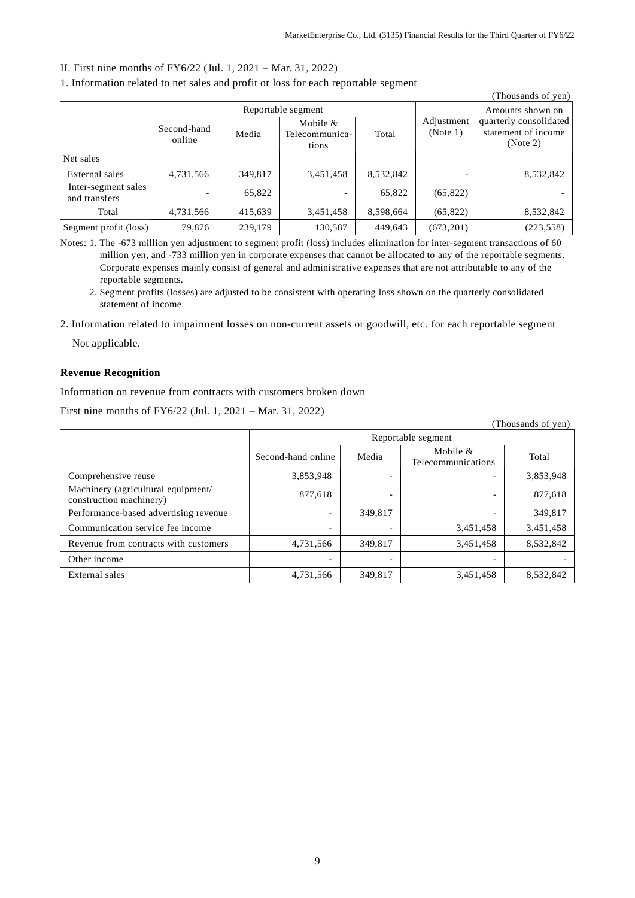II. First nine months of FY6/22 (Jul. 1, 2021 – Mar. 31, 2022)

1. Information related to net sales and profit or loss for each reportable segment

(Thousands of yen)

| | Reportable segment | | | | Adjustment (Note 1) | Amounts shown on quarterly consolidated statement of income (Note 2) |
|---|---|---|---|---|---|---|
| | Second-hand online | Media | Mobile & Telecommunica-tions | Total | | |
| Net sales | | | | | | |
| External sales | 4,731,566 | 349,817 | 3,451,458 | 8,532,842 | - | 8,532,842 |
| Inter-segment sales and transfers | - | 65,822 | - | 65,822 | (65,822) | - |
| Total | 4,731,566 | 415,639 | 3,451,458 | 8,598,664 | (65,822) | 8,532,842 |
| Segment profit (loss) | 79,876 | 239,179 | 130,587 | 449,643 | (673,201) | (223,558) |

Notes: 1. The -673 million yen adjustment to segment profit (loss) includes elimination for inter-segment transactions of 60 million yen, and -733 million yen in corporate expenses that cannot be allocated to any of the reportable segments. Corporate expenses mainly consist of general and administrative expenses that are not attributable to any of the reportable segments.

2. Segment profits (losses) are adjusted to be consistent with operating loss shown on the quarterly consolidated statement of income.

2. Information related to impairment losses on non-current assets or goodwill, etc. for each reportable segment

Not applicable.

**Revenue Recognition**

Information on revenue from contracts with customers broken down

First nine months of FY6/22 (Jul. 1, 2021 – Mar. 31, 2022)

(Thousands of yen)

| | Reportable segment | | | |
|---|---|---|---|---|
| | Second-hand online | Media | Mobile & Telecommunications | Total |
| Comprehensive reuse | 3,853,948 | - | - | 3,853,948 |
| Machinery (agricultural equipment/ construction machinery) | 877,618 | - | - | 877,618 |
| Performance-based advertising revenue | - | 349,817 | - | 349,817 |
| Communication service fee income | - | - | 3,451,458 | 3,451,458 |
| Revenue from contracts with customers | 4,731,566 | 349,817 | 3,451,458 | 8,532,842 |
| Other income | - | - | - | - |
| External sales | 4,731,566 | 349,817 | 3,451,458 | 8,532,842 |